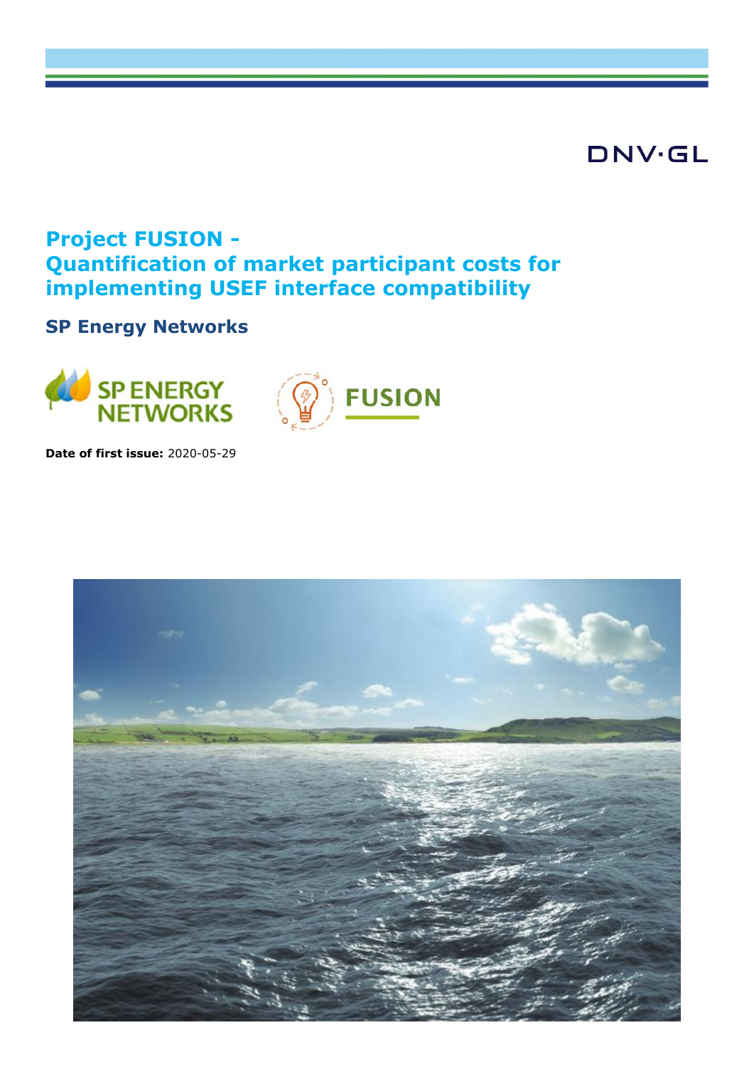DNV·GL

# Project FUSION - Quantification of market participant costs for implementing USEF interface compatibility

## SP Energy Networks

SP ENERGY NETWORKS

FUSION

**Date of first issue:** 2020-05-29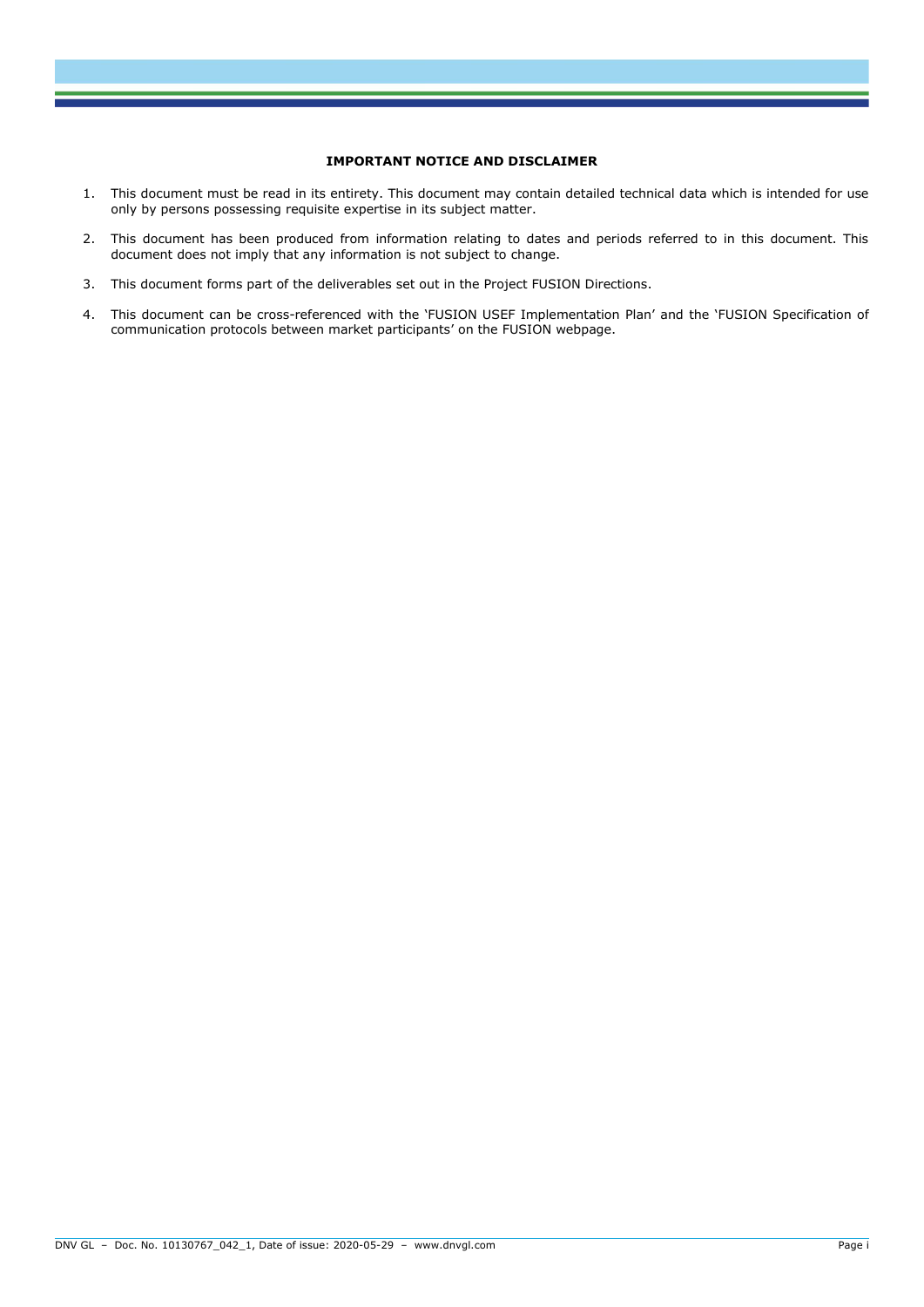**IMPORTANT NOTICE AND DISCLAIMER**

1. This document must be read in its entirety. This document may contain detailed technical data which is intended for use only by persons possessing requisite expertise in its subject matter.
2. This document has been produced from information relating to dates and periods referred to in this document. This document does not imply that any information is not subject to change.
3. This document forms part of the deliverables set out in the Project FUSION Directions.
4. This document can be cross-referenced with the 'FUSION USEF Implementation Plan' and the 'FUSION Specification of communication protocols between market participants' on the FUSION webpage.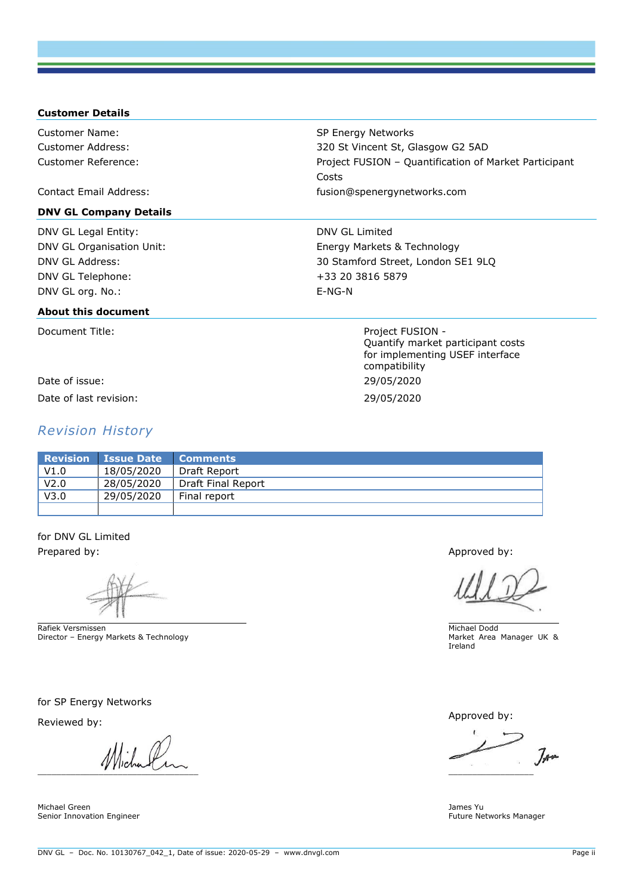**Customer Details**

| | |
|---|---|
| Customer Name: | SP Energy Networks |
| Customer Address: | 320 St Vincent St, Glasgow G2 5AD |
| Customer Reference: | Project FUSION – Quantification of Market Participant Costs |
| Contact Email Address: | fusion@spenergynetworks.com |

**DNV GL Company Details**

| | |
|---|---|
| DNV GL Legal Entity: | DNV GL Limited |
| DNV GL Organisation Unit: | Energy Markets & Technology |
| DNV GL Address: | 30 Stamford Street, London SE1 9LQ |
| DNV GL Telephone: | +33 20 3816 5879 |
| DNV GL org. No.: | E-NG-N |

**About this document**

| | |
|---|---|
| Document Title: | Project FUSION - Quantify market participant costs for implementing USEF interface compatibility |
| Date of issue: | 29/05/2020 |
| Date of last revision: | 29/05/2020 |

## *Revision History*

| Revision | Issue Date | Comments |
|---|---|---|
| V1.0 | 18/05/2020 | Draft Report |
| V2.0 | 28/05/2020 | Draft Final Report |
| V3.0 | 29/05/2020 | Final report |
| | | |

for DNV GL Limited

Prepared by:

Rafiek Versmissen
Director – Energy Markets & Technology

Approved by:

Michael Dodd
Market Area Manager UK & Ireland

for SP Energy Networks

Reviewed by:

Michael Green
Senior Innovation Engineer

Approved by:

James Yu
Future Networks Manager

DNV GL – Doc. No. 10130767_042_1, Date of issue: 2020-05-29 – www.dnvgl.com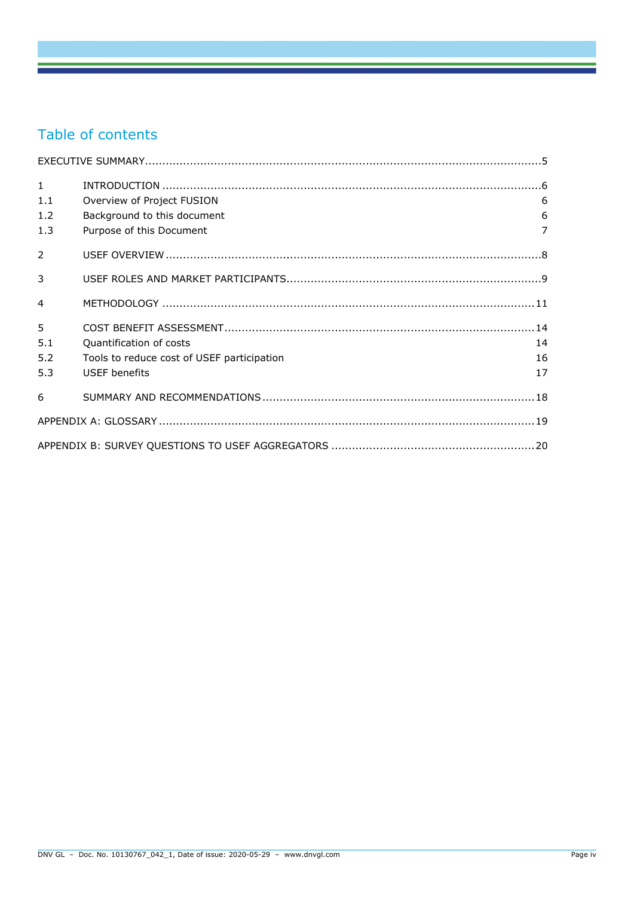## Table of contents

| | | |
|---|---|---|
| EXECUTIVE SUMMARY | | 5 |
| 1 | INTRODUCTION | 6 |
| 1.1 | Overview of Project FUSION | 6 |
| 1.2 | Background to this document | 6 |
| 1.3 | Purpose of this Document | 7 |
| 2 | USEF OVERVIEW | 8 |
| 3 | USEF ROLES AND MARKET PARTICIPANTS | 9 |
| 4 | METHODOLOGY | 11 |
| 5 | COST BENEFIT ASSESSMENT | 14 |
| 5.1 | Quantification of costs | 14 |
| 5.2 | Tools to reduce cost of USEF participation | 16 |
| 5.3 | USEF benefits | 17 |
| 6 | SUMMARY AND RECOMMENDATIONS | 18 |
| APPENDIX A: GLOSSARY | | 19 |
| APPENDIX B: SURVEY QUESTIONS TO USEF AGGREGATORS | | 20 |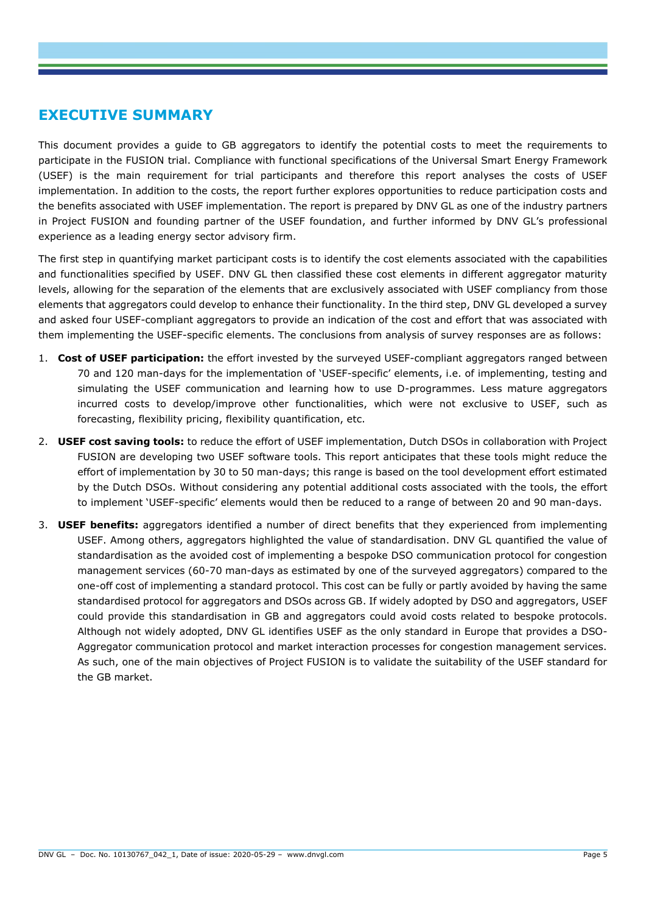# EXECUTIVE SUMMARY

This document provides a guide to GB aggregators to identify the potential costs to meet the requirements to participate in the FUSION trial. Compliance with functional specifications of the Universal Smart Energy Framework (USEF) is the main requirement for trial participants and therefore this report analyses the costs of USEF implementation. In addition to the costs, the report further explores opportunities to reduce participation costs and the benefits associated with USEF implementation. The report is prepared by DNV GL as one of the industry partners in Project FUSION and founding partner of the USEF foundation, and further informed by DNV GL's professional experience as a leading energy sector advisory firm.

The first step in quantifying market participant costs is to identify the cost elements associated with the capabilities and functionalities specified by USEF. DNV GL then classified these cost elements in different aggregator maturity levels, allowing for the separation of the elements that are exclusively associated with USEF compliancy from those elements that aggregators could develop to enhance their functionality. In the third step, DNV GL developed a survey and asked four USEF-compliant aggregators to provide an indication of the cost and effort that was associated with them implementing the USEF-specific elements. The conclusions from analysis of survey responses are as follows:

1. **Cost of USEF participation:** the effort invested by the surveyed USEF-compliant aggregators ranged between 70 and 120 man-days for the implementation of 'USEF-specific' elements, i.e. of implementing, testing and simulating the USEF communication and learning how to use D-programmes. Less mature aggregators incurred costs to develop/improve other functionalities, which were not exclusive to USEF, such as forecasting, flexibility pricing, flexibility quantification, etc.
2. **USEF cost saving tools:** to reduce the effort of USEF implementation, Dutch DSOs in collaboration with Project FUSION are developing two USEF software tools. This report anticipates that these tools might reduce the effort of implementation by 30 to 50 man-days; this range is based on the tool development effort estimated by the Dutch DSOs. Without considering any potential additional costs associated with the tools, the effort to implement 'USEF-specific' elements would then be reduced to a range of between 20 and 90 man-days.
3. **USEF benefits:** aggregators identified a number of direct benefits that they experienced from implementing USEF. Among others, aggregators highlighted the value of standardisation. DNV GL quantified the value of standardisation as the avoided cost of implementing a bespoke DSO communication protocol for congestion management services (60-70 man-days as estimated by one of the surveyed aggregators) compared to the one-off cost of implementing a standard protocol. This cost can be fully or partly avoided by having the same standardised protocol for aggregators and DSOs across GB. If widely adopted by DSO and aggregators, USEF could provide this standardisation in GB and aggregators could avoid costs related to bespoke protocols. Although not widely adopted, DNV GL identifies USEF as the only standard in Europe that provides a DSO-Aggregator communication protocol and market interaction processes for congestion management services. As such, one of the main objectives of Project FUSION is to validate the suitability of the USEF standard for the GB market.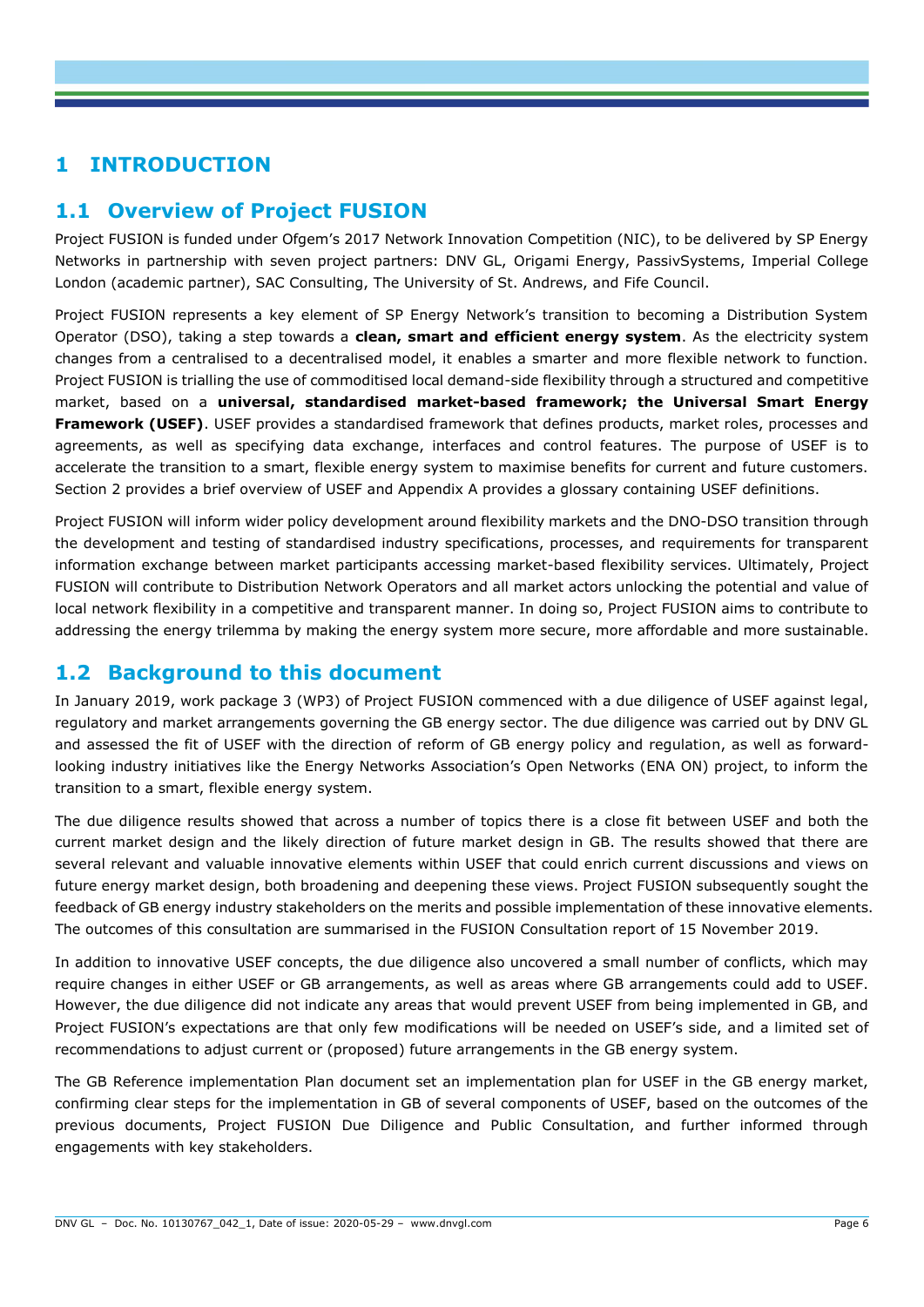# 1 INTRODUCTION

## 1.1 Overview of Project FUSION

Project FUSION is funded under Ofgem's 2017 Network Innovation Competition (NIC), to be delivered by SP Energy Networks in partnership with seven project partners: DNV GL, Origami Energy, PassivSystems, Imperial College London (academic partner), SAC Consulting, The University of St. Andrews, and Fife Council.

Project FUSION represents a key element of SP Energy Network's transition to becoming a Distribution System Operator (DSO), taking a step towards a **clean, smart and efficient energy system**. As the electricity system changes from a centralised to a decentralised model, it enables a smarter and more flexible network to function. Project FUSION is trialling the use of commoditised local demand-side flexibility through a structured and competitive market, based on a **universal, standardised market-based framework; the Universal Smart Energy Framework (USEF)**. USEF provides a standardised framework that defines products, market roles, processes and agreements, as well as specifying data exchange, interfaces and control features. The purpose of USEF is to accelerate the transition to a smart, flexible energy system to maximise benefits for current and future customers. Section 2 provides a brief overview of USEF and Appendix A provides a glossary containing USEF definitions.

Project FUSION will inform wider policy development around flexibility markets and the DNO-DSO transition through the development and testing of standardised industry specifications, processes, and requirements for transparent information exchange between market participants accessing market-based flexibility services. Ultimately, Project FUSION will contribute to Distribution Network Operators and all market actors unlocking the potential and value of local network flexibility in a competitive and transparent manner. In doing so, Project FUSION aims to contribute to addressing the energy trilemma by making the energy system more secure, more affordable and more sustainable.

## 1.2 Background to this document

In January 2019, work package 3 (WP3) of Project FUSION commenced with a due diligence of USEF against legal, regulatory and market arrangements governing the GB energy sector. The due diligence was carried out by DNV GL and assessed the fit of USEF with the direction of reform of GB energy policy and regulation, as well as forward-looking industry initiatives like the Energy Networks Association's Open Networks (ENA ON) project, to inform the transition to a smart, flexible energy system.

The due diligence results showed that across a number of topics there is a close fit between USEF and both the current market design and the likely direction of future market design in GB. The results showed that there are several relevant and valuable innovative elements within USEF that could enrich current discussions and views on future energy market design, both broadening and deepening these views. Project FUSION subsequently sought the feedback of GB energy industry stakeholders on the merits and possible implementation of these innovative elements. The outcomes of this consultation are summarised in the FUSION Consultation report of 15 November 2019.

In addition to innovative USEF concepts, the due diligence also uncovered a small number of conflicts, which may require changes in either USEF or GB arrangements, as well as areas where GB arrangements could add to USEF. However, the due diligence did not indicate any areas that would prevent USEF from being implemented in GB, and Project FUSION's expectations are that only few modifications will be needed on USEF's side, and a limited set of recommendations to adjust current or (proposed) future arrangements in the GB energy system.

The GB Reference implementation Plan document set an implementation plan for USEF in the GB energy market, confirming clear steps for the implementation in GB of several components of USEF, based on the outcomes of the previous documents, Project FUSION Due Diligence and Public Consultation, and further informed through engagements with key stakeholders.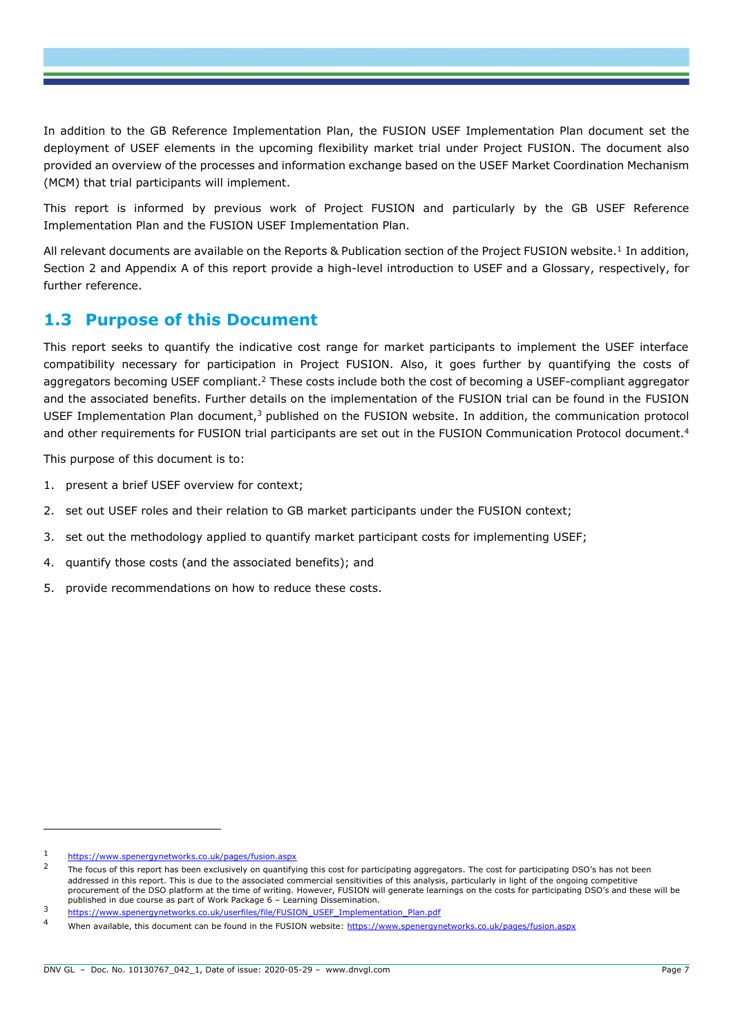In addition to the GB Reference Implementation Plan, the FUSION USEF Implementation Plan document set the deployment of USEF elements in the upcoming flexibility market trial under Project FUSION. The document also provided an overview of the processes and information exchange based on the USEF Market Coordination Mechanism (MCM) that trial participants will implement.

This report is informed by previous work of Project FUSION and particularly by the GB USEF Reference Implementation Plan and the FUSION USEF Implementation Plan.

All relevant documents are available on the Reports & Publication section of the Project FUSION website.[1] In addition, Section 2 and Appendix A of this report provide a high-level introduction to USEF and a Glossary, respectively, for further reference.

## 1.3 Purpose of this Document

This report seeks to quantify the indicative cost range for market participants to implement the USEF interface compatibility necessary for participation in Project FUSION. Also, it goes further by quantifying the costs of aggregators becoming USEF compliant.[2] These costs include both the cost of becoming a USEF-compliant aggregator and the associated benefits. Further details on the implementation of the FUSION trial can be found in the FUSION USEF Implementation Plan document,[3] published on the FUSION website. In addition, the communication protocol and other requirements for FUSION trial participants are set out in the FUSION Communication Protocol document.[4]

This purpose of this document is to:

1. present a brief USEF overview for context;
2. set out USEF roles and their relation to GB market participants under the FUSION context;
3. set out the methodology applied to quantify market participant costs for implementing USEF;
4. quantify those costs (and the associated benefits); and
5. provide recommendations on how to reduce these costs.

---

[1] https://www.spenergynetworks.co.uk/pages/fusion.aspx

[2] The focus of this report has been exclusively on quantifying this cost for participating aggregators. The cost for participating DSO's has not been addressed in this report. This is due to the associated commercial sensitivities of this analysis, particularly in light of the ongoing competitive procurement of the DSO platform at the time of writing. However, FUSION will generate learnings on the costs for participating DSO's and these will be published in due course as part of Work Package 6 – Learning Dissemination.

[3] https://www.spenergynetworks.co.uk/userfiles/file/FUSION_USEF_Implementation_Plan.pdf

[4] When available, this document can be found in the FUSION website: https://www.spenergynetworks.co.uk/pages/fusion.aspx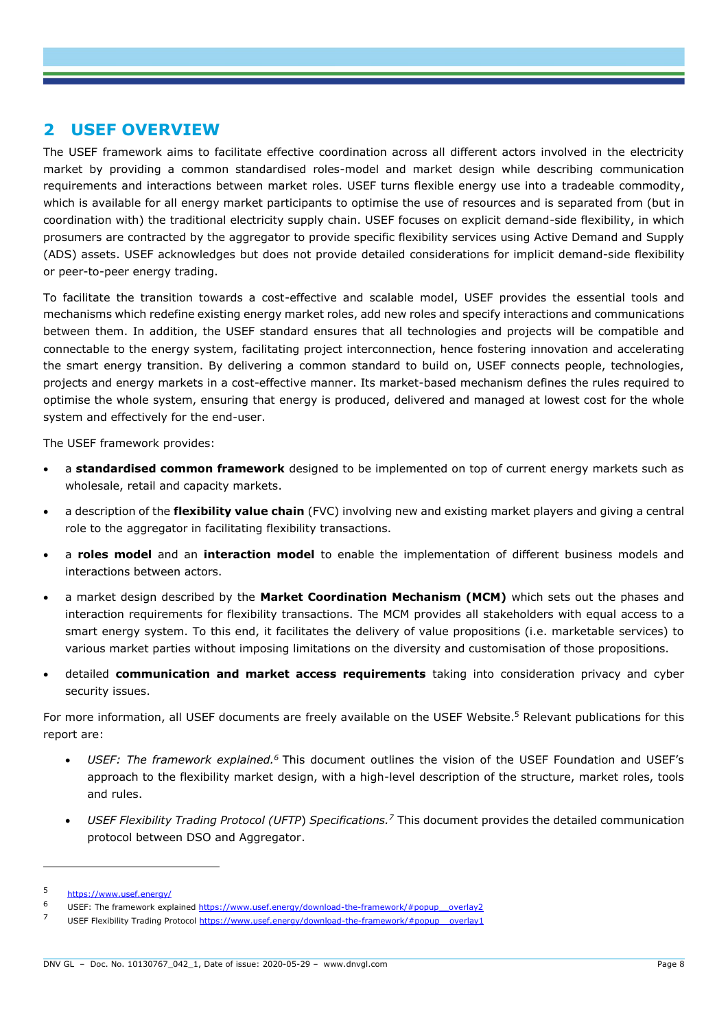## 2 USEF OVERVIEW

The USEF framework aims to facilitate effective coordination across all different actors involved in the electricity market by providing a common standardised roles-model and market design while describing communication requirements and interactions between market roles. USEF turns flexible energy use into a tradeable commodity, which is available for all energy market participants to optimise the use of resources and is separated from (but in coordination with) the traditional electricity supply chain. USEF focuses on explicit demand-side flexibility, in which prosumers are contracted by the aggregator to provide specific flexibility services using Active Demand and Supply (ADS) assets. USEF acknowledges but does not provide detailed considerations for implicit demand-side flexibility or peer-to-peer energy trading.

To facilitate the transition towards a cost-effective and scalable model, USEF provides the essential tools and mechanisms which redefine existing energy market roles, add new roles and specify interactions and communications between them. In addition, the USEF standard ensures that all technologies and projects will be compatible and connectable to the energy system, facilitating project interconnection, hence fostering innovation and accelerating the smart energy transition. By delivering a common standard to build on, USEF connects people, technologies, projects and energy markets in a cost-effective manner. Its market-based mechanism defines the rules required to optimise the whole system, ensuring that energy is produced, delivered and managed at lowest cost for the whole system and effectively for the end-user.

The USEF framework provides:

- a **standardised common framework** designed to be implemented on top of current energy markets such as wholesale, retail and capacity markets.
- a description of the **flexibility value chain** (FVC) involving new and existing market players and giving a central role to the aggregator in facilitating flexibility transactions.
- a **roles model** and an **interaction model** to enable the implementation of different business models and interactions between actors.
- a market design described by the **Market Coordination Mechanism (MCM)** which sets out the phases and interaction requirements for flexibility transactions. The MCM provides all stakeholders with equal access to a smart energy system. To this end, it facilitates the delivery of value propositions (i.e. marketable services) to various market parties without imposing limitations on the diversity and customisation of those propositions.
- detailed **communication and market access requirements** taking into consideration privacy and cyber security issues.

For more information, all USEF documents are freely available on the USEF Website.[5] Relevant publications for this report are:

- *USEF: The framework explained.*[6] This document outlines the vision of the USEF Foundation and USEF's approach to the flexibility market design, with a high-level description of the structure, market roles, tools and rules.
- *USEF Flexibility Trading Protocol (UFTP) Specifications.*[7] This document provides the detailed communication protocol between DSO and Aggregator.

---

[5] https://www.usef.energy/

[6] USEF: The framework explained https://www.usef.energy/download-the-framework/#popup__overlay2

[7] USEF Flexibility Trading Protocol https://www.usef.energy/download-the-framework/#popup__overlay1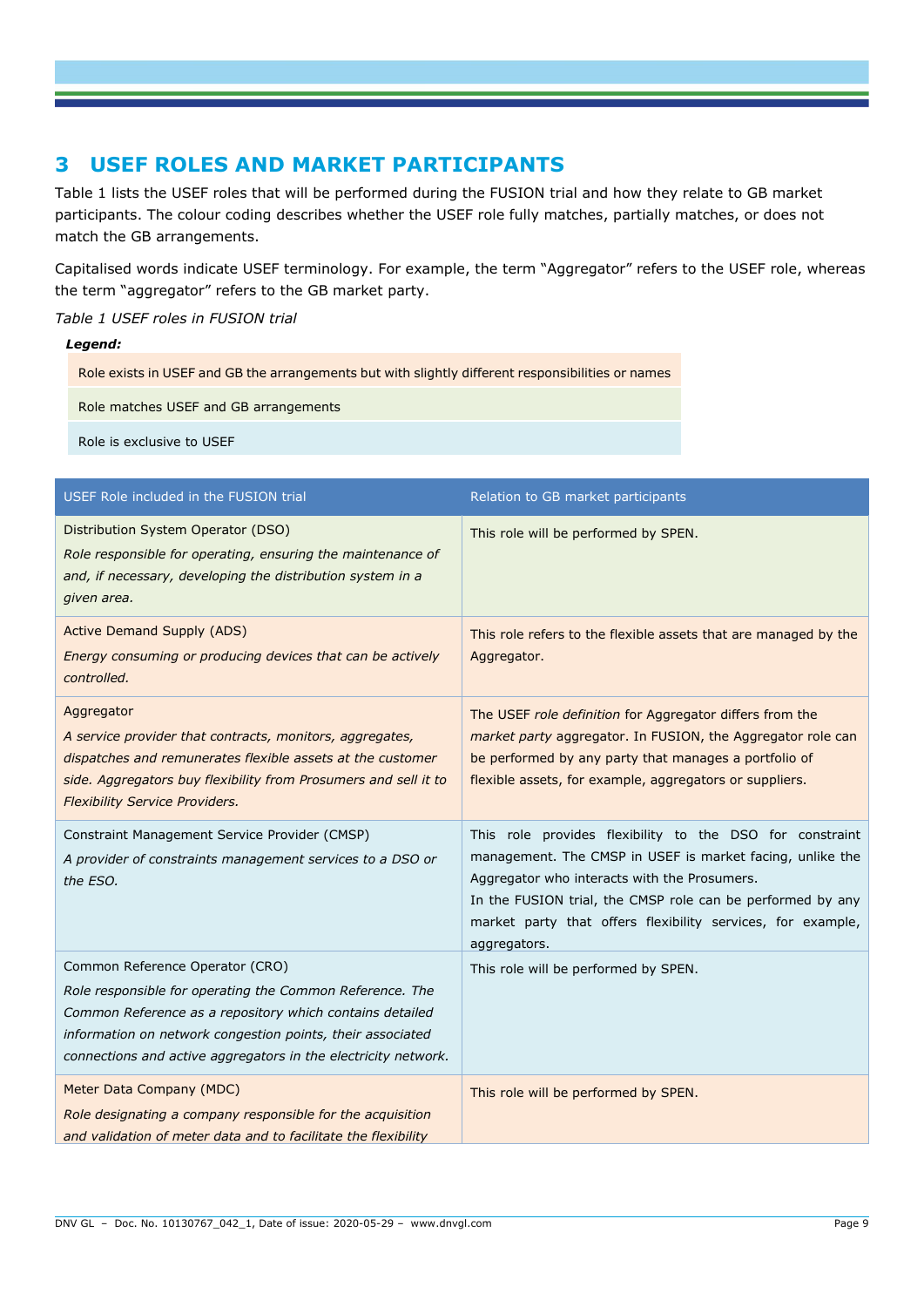# 3 USEF ROLES AND MARKET PARTICIPANTS

Table 1 lists the USEF roles that will be performed during the FUSION trial and how they relate to GB market participants. The colour coding describes whether the USEF role fully matches, partially matches, or does not match the GB arrangements.

Capitalised words indicate USEF terminology. For example, the term "Aggregator" refers to the USEF role, whereas the term "aggregator" refers to the GB market party.

*Table 1 USEF roles in FUSION trial*

***Legend:***

- Role exists in USEF and GB the arrangements but with slightly different responsibilities or names
- Role matches USEF and GB arrangements
- Role is exclusive to USEF

| USEF Role included in the FUSION trial | Relation to GB market participants |
|---|---|
| Distribution System Operator (DSO)<br>*Role responsible for operating, ensuring the maintenance of and, if necessary, developing the distribution system in a given area.* | This role will be performed by SPEN. |
| Active Demand Supply (ADS)<br>*Energy consuming or producing devices that can be actively controlled.* | This role refers to the flexible assets that are managed by the Aggregator. |
| Aggregator<br>*A service provider that contracts, monitors, aggregates, dispatches and remunerates flexible assets at the customer side. Aggregators buy flexibility from Prosumers and sell it to Flexibility Service Providers.* | The USEF *role definition* for Aggregator differs from the *market party* aggregator. In FUSION, the Aggregator role can be performed by any party that manages a portfolio of flexible assets, for example, aggregators or suppliers. |
| Constraint Management Service Provider (CMSP)<br>*A provider of constraints management services to a DSO or the ESO.* | This role provides flexibility to the DSO for constraint management. The CMSP in USEF is market facing, unlike the Aggregator who interacts with the Prosumers.<br>In the FUSION trial, the CMSP role can be performed by any market party that offers flexibility services, for example, aggregators. |
| Common Reference Operator (CRO)<br>*Role responsible for operating the Common Reference. The Common Reference as a repository which contains detailed information on network congestion points, their associated connections and active aggregators in the electricity network.* | This role will be performed by SPEN. |
| Meter Data Company (MDC)<br>*Role designating a company responsible for the acquisition and validation of meter data and to facilitate the flexibility* | This role will be performed by SPEN. |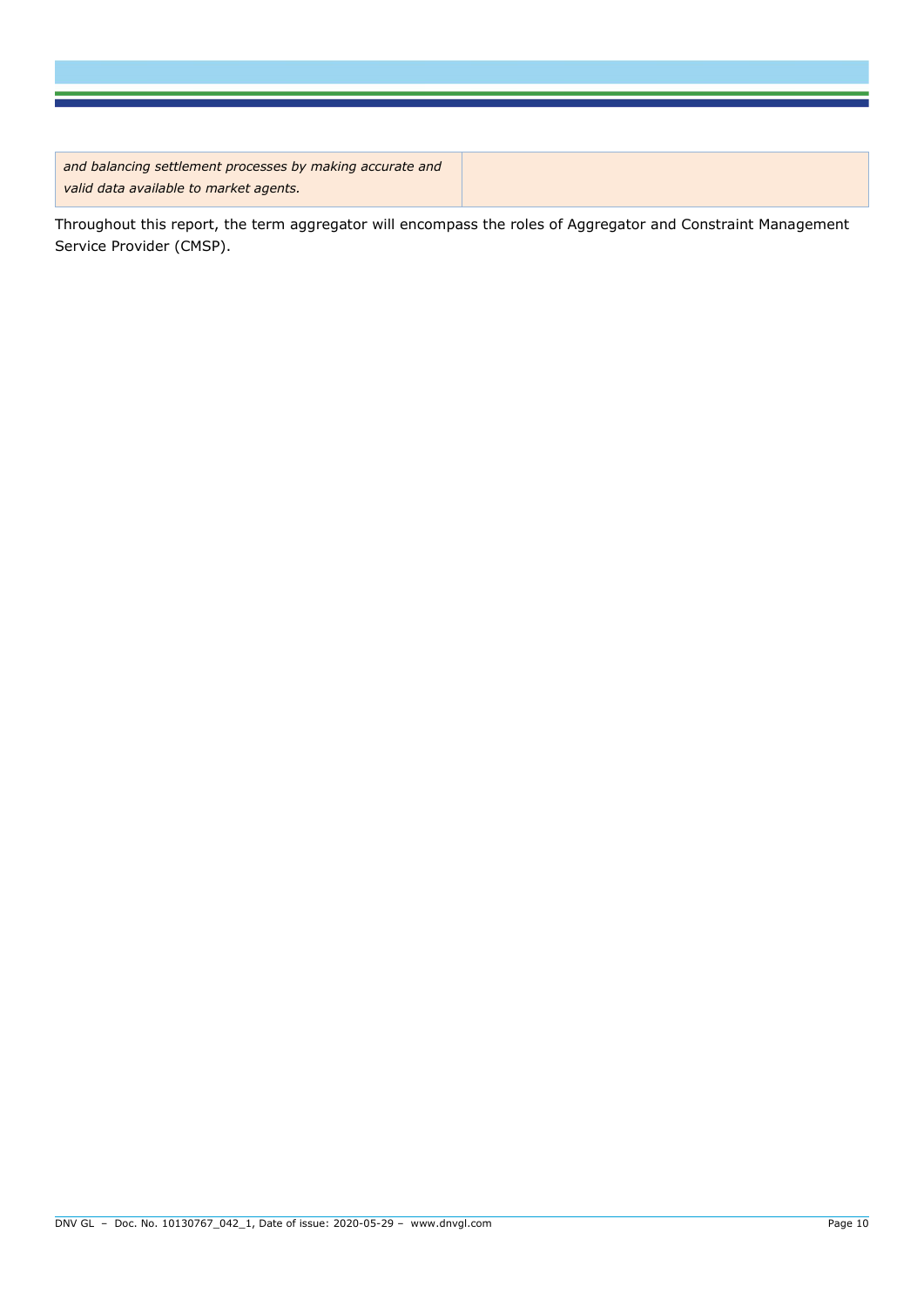| | |
|---|---|
| *and balancing settlement processes by making accurate and valid data available to market agents.* | |

Throughout this report, the term aggregator will encompass the roles of Aggregator and Constraint Management Service Provider (CMSP).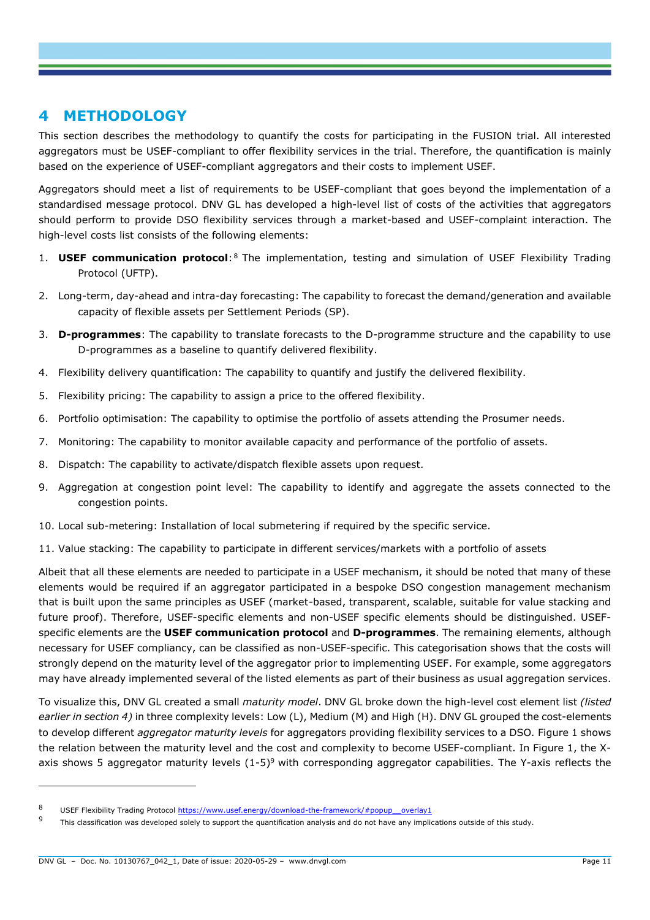# 4 METHODOLOGY

This section describes the methodology to quantify the costs for participating in the FUSION trial. All interested aggregators must be USEF-compliant to offer flexibility services in the trial. Therefore, the quantification is mainly based on the experience of USEF-compliant aggregators and their costs to implement USEF.

Aggregators should meet a list of requirements to be USEF-compliant that goes beyond the implementation of a standardised message protocol. DNV GL has developed a high-level list of costs of the activities that aggregators should perform to provide DSO flexibility services through a market-based and USEF-complaint interaction. The high-level costs list consists of the following elements:

1. **USEF communication protocol**:[8] The implementation, testing and simulation of USEF Flexibility Trading Protocol (UFTP).
2. Long-term, day-ahead and intra-day forecasting: The capability to forecast the demand/generation and available capacity of flexible assets per Settlement Periods (SP).
3. **D-programmes**: The capability to translate forecasts to the D-programme structure and the capability to use D-programmes as a baseline to quantify delivered flexibility.
4. Flexibility delivery quantification: The capability to quantify and justify the delivered flexibility.
5. Flexibility pricing: The capability to assign a price to the offered flexibility.
6. Portfolio optimisation: The capability to optimise the portfolio of assets attending the Prosumer needs.
7. Monitoring: The capability to monitor available capacity and performance of the portfolio of assets.
8. Dispatch: The capability to activate/dispatch flexible assets upon request.
9. Aggregation at congestion point level: The capability to identify and aggregate the assets connected to the congestion points.
10. Local sub-metering: Installation of local submetering if required by the specific service.
11. Value stacking: The capability to participate in different services/markets with a portfolio of assets

Albeit that all these elements are needed to participate in a USEF mechanism, it should be noted that many of these elements would be required if an aggregator participated in a bespoke DSO congestion management mechanism that is built upon the same principles as USEF (market-based, transparent, scalable, suitable for value stacking and future proof). Therefore, USEF-specific elements and non-USEF specific elements should be distinguished. USEF-specific elements are the **USEF communication protocol** and **D-programmes**. The remaining elements, although necessary for USEF compliancy, can be classified as non-USEF-specific. This categorisation shows that the costs will strongly depend on the maturity level of the aggregator prior to implementing USEF. For example, some aggregators may have already implemented several of the listed elements as part of their business as usual aggregation services.

To visualize this, DNV GL created a small *maturity model*. DNV GL broke down the high-level cost element list *(listed earlier in section 4)* in three complexity levels: Low (L), Medium (M) and High (H). DNV GL grouped the cost-elements to develop different *aggregator maturity levels* for aggregators providing flexibility services to a DSO. Figure 1 shows the relation between the maturity level and the cost and complexity to become USEF-compliant. In Figure 1, the X-axis shows 5 aggregator maturity levels (1-5)[9] with corresponding aggregator capabilities. The Y-axis reflects the

---

[8] USEF Flexibility Trading Protocol https://www.usef.energy/download-the-framework/#popup__overlay1

[9] This classification was developed solely to support the quantification analysis and do not have any implications outside of this study.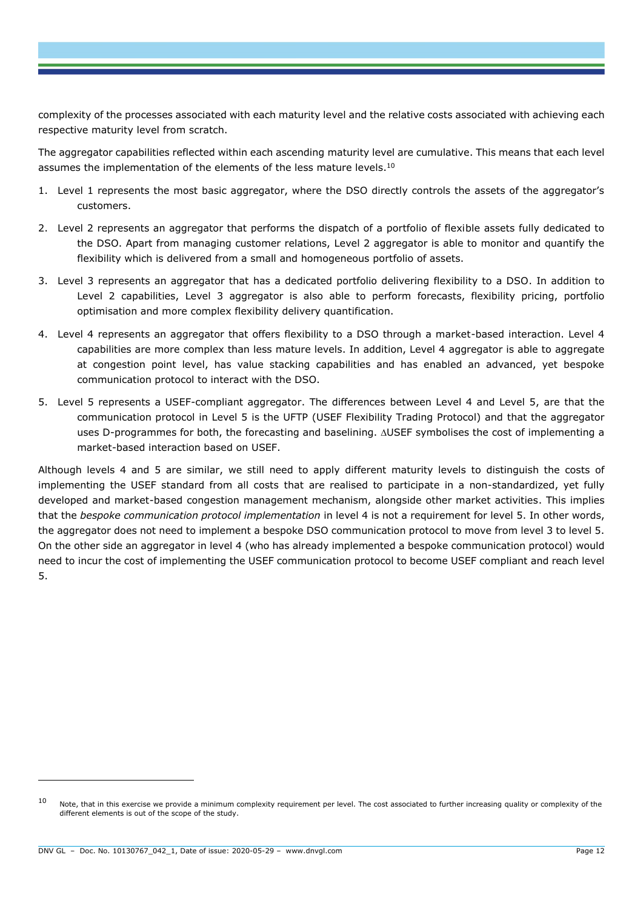complexity of the processes associated with each maturity level and the relative costs associated with achieving each respective maturity level from scratch.

The aggregator capabilities reflected within each ascending maturity level are cumulative. This means that each level assumes the implementation of the elements of the less mature levels.[10]

1. Level 1 represents the most basic aggregator, where the DSO directly controls the assets of the aggregator's customers.
2. Level 2 represents an aggregator that performs the dispatch of a portfolio of flexible assets fully dedicated to the DSO. Apart from managing customer relations, Level 2 aggregator is able to monitor and quantify the flexibility which is delivered from a small and homogeneous portfolio of assets.
3. Level 3 represents an aggregator that has a dedicated portfolio delivering flexibility to a DSO. In addition to Level 2 capabilities, Level 3 aggregator is also able to perform forecasts, flexibility pricing, portfolio optimisation and more complex flexibility delivery quantification.
4. Level 4 represents an aggregator that offers flexibility to a DSO through a market-based interaction. Level 4 capabilities are more complex than less mature levels. In addition, Level 4 aggregator is able to aggregate at congestion point level, has value stacking capabilities and has enabled an advanced, yet bespoke communication protocol to interact with the DSO.
5. Level 5 represents a USEF-compliant aggregator. The differences between Level 4 and Level 5, are that the communication protocol in Level 5 is the UFTP (USEF Flexibility Trading Protocol) and that the aggregator uses D-programmes for both, the forecasting and baselining. $\Delta$USEF symbolises the cost of implementing a market-based interaction based on USEF.

Although levels 4 and 5 are similar, we still need to apply different maturity levels to distinguish the costs of implementing the USEF standard from all costs that are realised to participate in a non-standardized, yet fully developed and market-based congestion management mechanism, alongside other market activities. This implies that the *bespoke communication protocol implementation* in level 4 is not a requirement for level 5. In other words, the aggregator does not need to implement a bespoke DSO communication protocol to move from level 3 to level 5. On the other side an aggregator in level 4 (who has already implemented a bespoke communication protocol) would need to incur the cost of implementing the USEF communication protocol to become USEF compliant and reach level 5.

[10] Note, that in this exercise we provide a minimum complexity requirement per level. The cost associated to further increasing quality or complexity of the different elements is out of the scope of the study.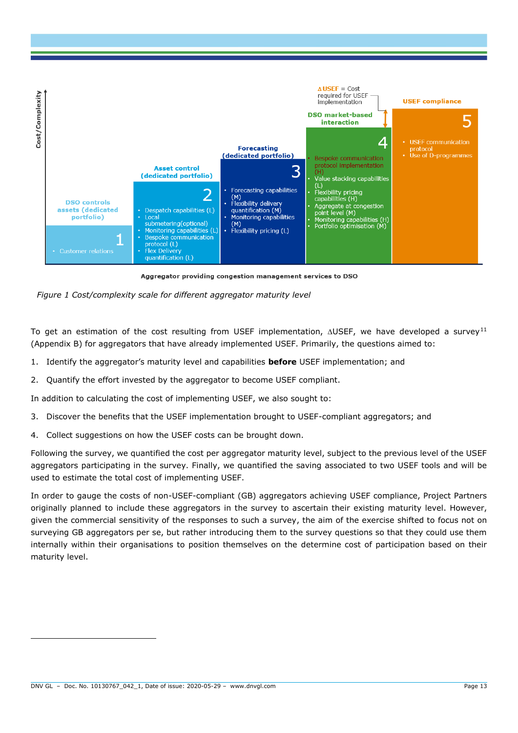Cost/Complexity

**DSO controls assets (dedicated portfolio)**

**1**
- Customer relations

**Asset control (dedicated portfolio)**

**2**
- Despatch capabilities (L)
- Local submetering(optional)
- Monitoring capabilities (L)
- Bespoke communication protocol (L)
- Flex Delivery quantification (L)

**Forecasting (dedicated portfolio)**

**3**
- Forecasting capabilities (M)
- Flexibility delivery quantification (M)
- Monitoring capabilities (M)
- Flexibility pricing (L)

**DSO market-based interaction**

**4**
- Bespoke communication protocol implementation (H)
- Value stacking capabilities (L)
- Flexibility pricing capabilities (H)
- Aggregate at congestion point level (M)
- Monitoring capabilities (H)
- Portfolio optimisation (M)

**USEF compliance**

**5**
- USEF communication protocol
- Use of D-programmes

ΔUSEF = Cost required for USEF implementation

**Aggregator providing congestion management services to DSO**

*Figure 1 Cost/complexity scale for different aggregator maturity level*

To get an estimation of the cost resulting from USEF implementation, ΔUSEF, we have developed a survey[11] (Appendix B) for aggregators that have already implemented USEF. Primarily, the questions aimed to:

1. Identify the aggregator's maturity level and capabilities **before** USEF implementation; and
2. Quantify the effort invested by the aggregator to become USEF compliant.

In addition to calculating the cost of implementing USEF, we also sought to:

3. Discover the benefits that the USEF implementation brought to USEF-compliant aggregators; and
4. Collect suggestions on how the USEF costs can be brought down.

Following the survey, we quantified the cost per aggregator maturity level, subject to the previous level of the USEF aggregators participating in the survey. Finally, we quantified the saving associated to two USEF tools and will be used to estimate the total cost of implementing USEF.

In order to gauge the costs of non-USEF-compliant (GB) aggregators achieving USEF compliance, Project Partners originally planned to include these aggregators in the survey to ascertain their existing maturity level. However, given the commercial sensitivity of the responses to such a survey, the aim of the exercise shifted to focus not on surveying GB aggregators per se, but rather introducing them to the survey questions so that they could use them internally within their organisations to position themselves on the determine cost of participation based on their maturity level.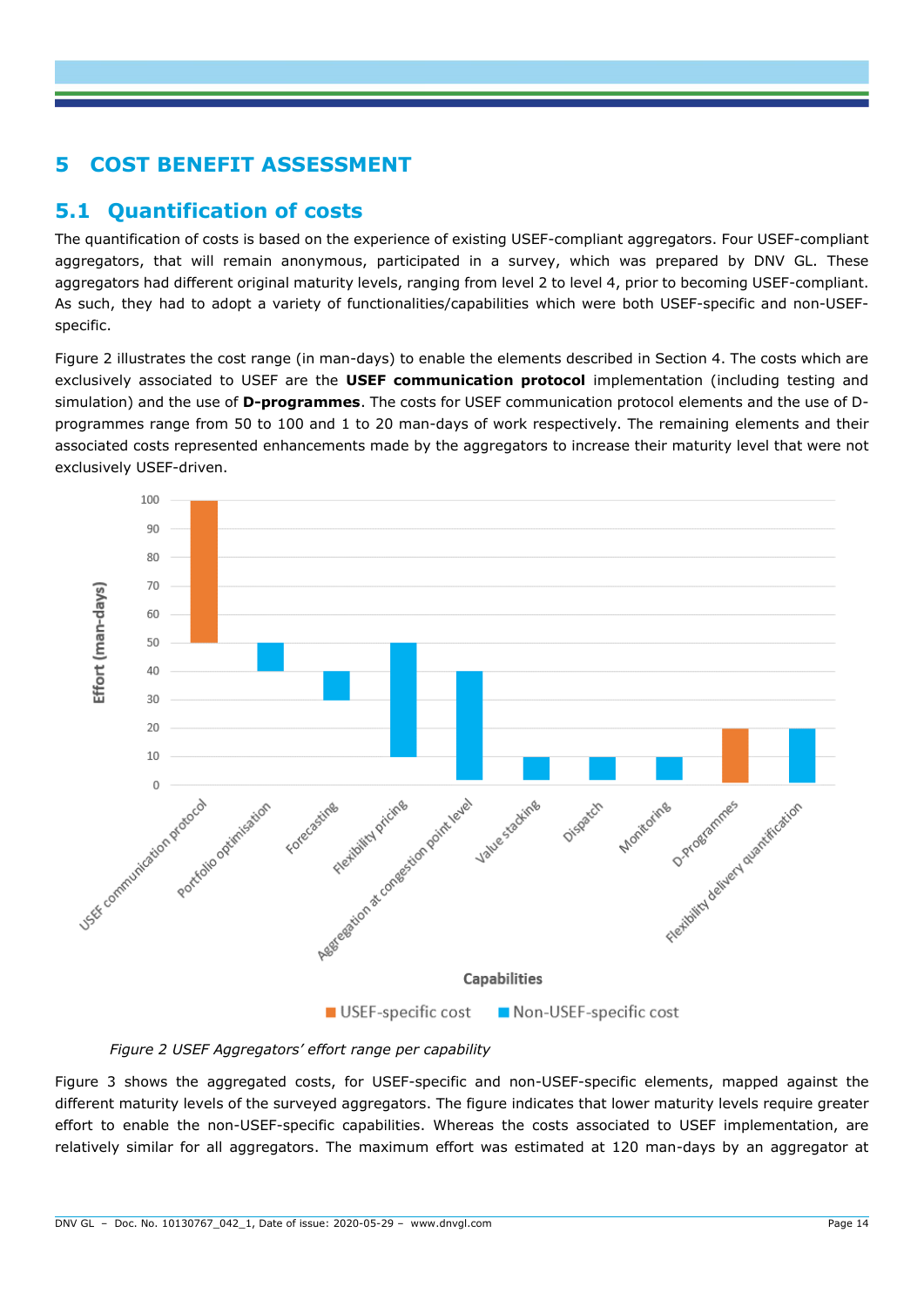# 5 COST BENEFIT ASSESSMENT

## 5.1 Quantification of costs

The quantification of costs is based on the experience of existing USEF-compliant aggregators. Four USEF-compliant aggregators, that will remain anonymous, participated in a survey, which was prepared by DNV GL. These aggregators had different original maturity levels, ranging from level 2 to level 4, prior to becoming USEF-compliant. As such, they had to adopt a variety of functionalities/capabilities which were both USEF-specific and non-USEF-specific.

Figure 2 illustrates the cost range (in man-days) to enable the elements described in Section 4. The costs which are exclusively associated to USEF are the **USEF communication protocol** implementation (including testing and simulation) and the use of **D-programmes**. The costs for USEF communication protocol elements and the use of D-programmes range from 50 to 100 and 1 to 20 man-days of work respectively. The remaining elements and their associated costs represented enhancements made by the aggregators to increase their maturity level that were not exclusively USEF-driven.

*Figure 2 USEF Aggregators' effort range per capability*

Figure 3 shows the aggregated costs, for USEF-specific and non-USEF-specific elements, mapped against the different maturity levels of the surveyed aggregators. The figure indicates that lower maturity levels require greater effort to enable the non-USEF-specific capabilities. Whereas the costs associated to USEF implementation, are relatively similar for all aggregators. The maximum effort was estimated at 120 man-days by an aggregator at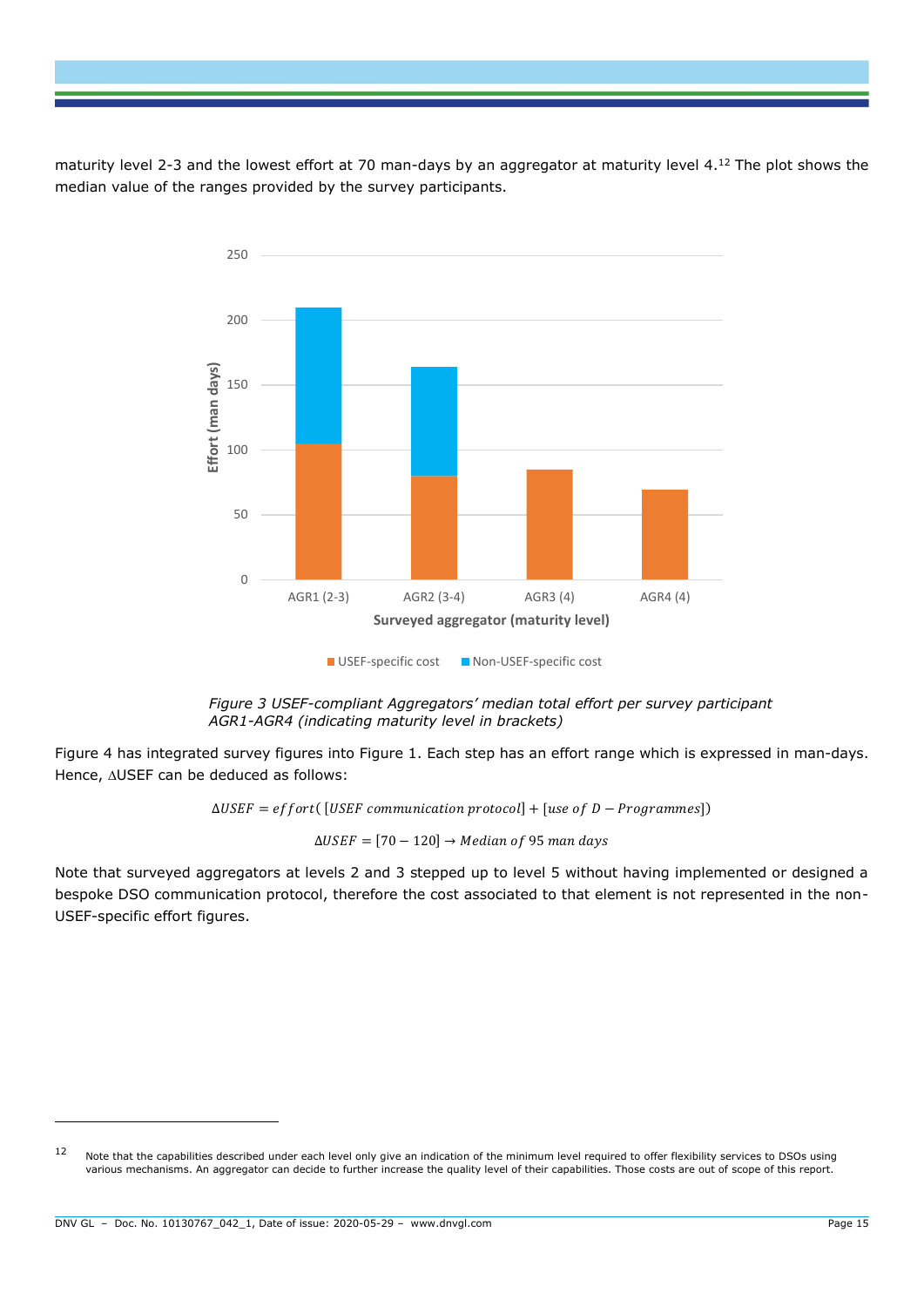maturity level 2-3 and the lowest effort at 70 man-days by an aggregator at maturity level 4.[12] The plot shows the median value of the ranges provided by the survey participants.

*Figure 3 USEF-compliant Aggregators' median total effort per survey participant AGR1-AGR4 (indicating maturity level in brackets)*

Figure 4 has integrated survey figures into Figure 1. Each step has an effort range which is expressed in man-days. Hence, ∆USEF can be deduced as follows:

$$\Delta USEF = effort([USEF\ communication\ protocol] + [use\ of\ D - Programmes])$$

$$\Delta USEF = [70 - 120] \rightarrow Median\ of\ 95\ man\ days$$

Note that surveyed aggregators at levels 2 and 3 stepped up to level 5 without having implemented or designed a bespoke DSO communication protocol, therefore the cost associated to that element is not represented in the non-USEF-specific effort figures.

[12] Note that the capabilities described under each level only give an indication of the minimum level required to offer flexibility services to DSOs using various mechanisms. An aggregator can decide to further increase the quality level of their capabilities. Those costs are out of scope of this report.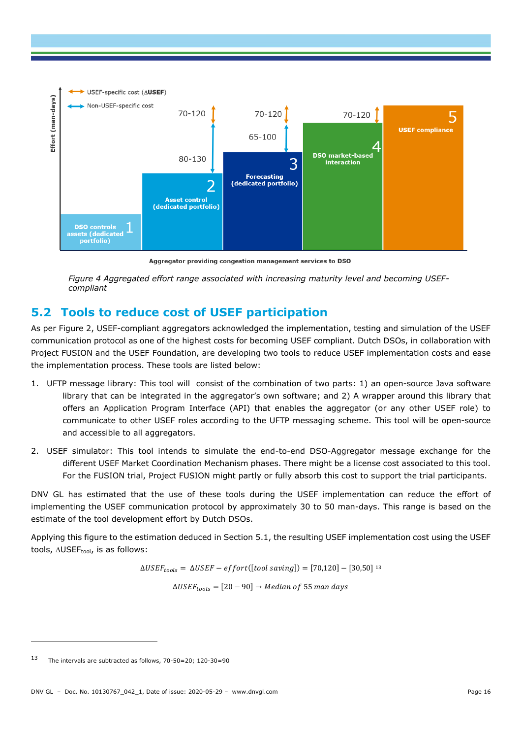Figure 4 Aggregated effort range associated with increasing maturity level and becoming USEF-compliant

## 5.2 Tools to reduce cost of USEF participation

As per Figure 2, USEF-compliant aggregators acknowledged the implementation, testing and simulation of the USEF communication protocol as one of the highest costs for becoming USEF compliant. Dutch DSOs, in collaboration with Project FUSION and the USEF Foundation, are developing two tools to reduce USEF implementation costs and ease the implementation process. These tools are listed below:

1. UFTP message library: This tool will consist of the combination of two parts: 1) an open-source Java software library that can be integrated in the aggregator's own software; and 2) A wrapper around this library that offers an Application Program Interface (API) that enables the aggregator (or any other USEF role) to communicate to other USEF roles according to the UFTP messaging scheme. This tool will be open-source and accessible to all aggregators.
2. USEF simulator: This tool intends to simulate the end-to-end DSO-Aggregator message exchange for the different USEF Market Coordination Mechanism phases. There might be a license cost associated to this tool. For the FUSION trial, Project FUSION might partly or fully absorb this cost to support the trial participants.

DNV GL has estimated that the use of these tools during the USEF implementation can reduce the effort of implementing the USEF communication protocol by approximately 30 to 50 man-days. This range is based on the estimate of the tool development effort by Dutch DSOs.

Applying this figure to the estimation deduced in Section 5.1, the resulting USEF implementation cost using the USEF tools, $\Delta USEF_{tool}$, is as follows:

$$\Delta USEF_{tools} = \Delta USEF - effort([tool\ saving]) = [70{,}120] - [30{,}50]$$ [13]

$$\Delta USEF_{tools} = [20 - 90] \rightarrow Median\ of\ 55\ man\ days$$

[13] The intervals are subtracted as follows, 70-50=20; 120-30=90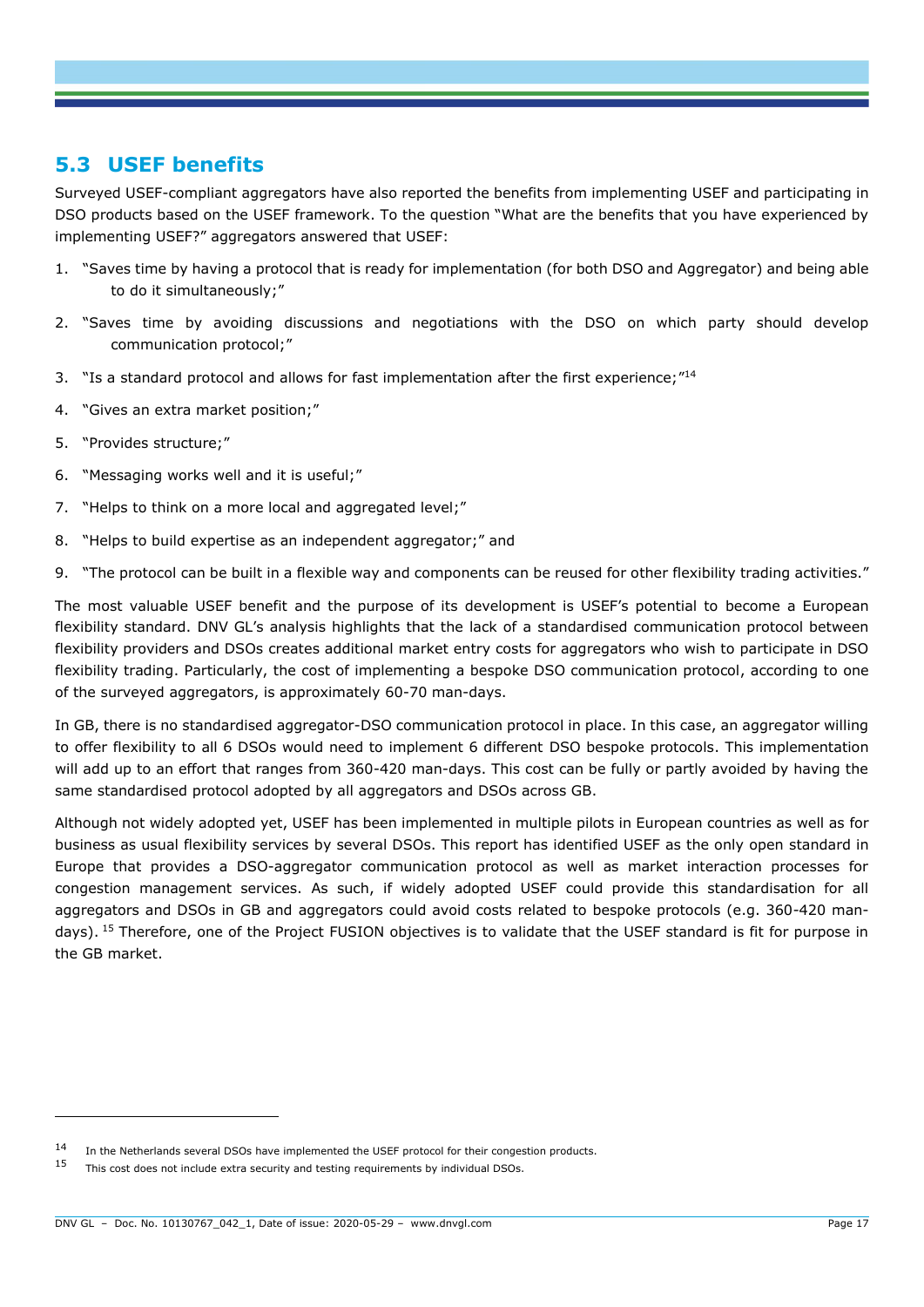## 5.3 USEF benefits

Surveyed USEF-compliant aggregators have also reported the benefits from implementing USEF and participating in DSO products based on the USEF framework. To the question "What are the benefits that you have experienced by implementing USEF?" aggregators answered that USEF:

1. "Saves time by having a protocol that is ready for implementation (for both DSO and Aggregator) and being able to do it simultaneously;"
2. "Saves time by avoiding discussions and negotiations with the DSO on which party should develop communication protocol;"
3. "Is a standard protocol and allows for fast implementation after the first experience;"[14]
4. "Gives an extra market position;"
5. "Provides structure;"
6. "Messaging works well and it is useful;"
7. "Helps to think on a more local and aggregated level;"
8. "Helps to build expertise as an independent aggregator;" and
9. "The protocol can be built in a flexible way and components can be reused for other flexibility trading activities."

The most valuable USEF benefit and the purpose of its development is USEF's potential to become a European flexibility standard. DNV GL's analysis highlights that the lack of a standardised communication protocol between flexibility providers and DSOs creates additional market entry costs for aggregators who wish to participate in DSO flexibility trading. Particularly, the cost of implementing a bespoke DSO communication protocol, according to one of the surveyed aggregators, is approximately 60-70 man-days.

In GB, there is no standardised aggregator-DSO communication protocol in place. In this case, an aggregator willing to offer flexibility to all 6 DSOs would need to implement 6 different DSO bespoke protocols. This implementation will add up to an effort that ranges from 360-420 man-days. This cost can be fully or partly avoided by having the same standardised protocol adopted by all aggregators and DSOs across GB.

Although not widely adopted yet, USEF has been implemented in multiple pilots in European countries as well as for business as usual flexibility services by several DSOs. This report has identified USEF as the only open standard in Europe that provides a DSO-aggregator communication protocol as well as market interaction processes for congestion management services. As such, if widely adopted USEF could provide this standardisation for all aggregators and DSOs in GB and aggregators could avoid costs related to bespoke protocols (e.g. 360-420 man-days). [15] Therefore, one of the Project FUSION objectives is to validate that the USEF standard is fit for purpose in the GB market.

---

[14] In the Netherlands several DSOs have implemented the USEF protocol for their congestion products.

[15] This cost does not include extra security and testing requirements by individual DSOs.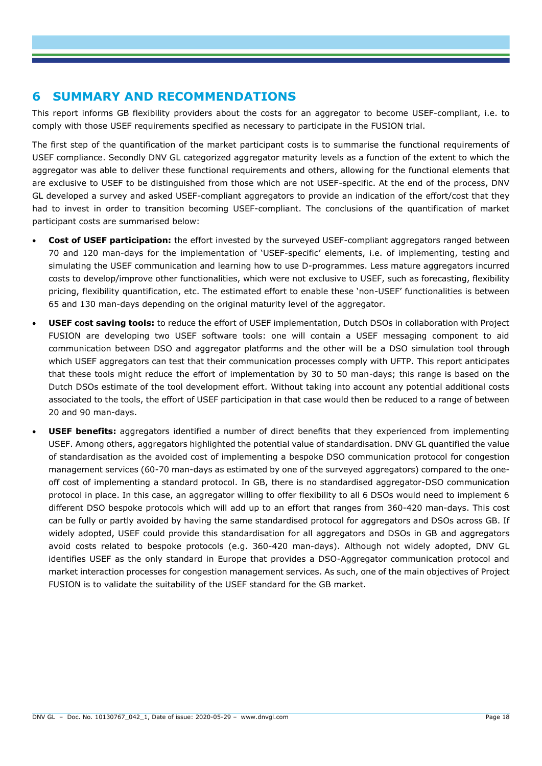# 6 SUMMARY AND RECOMMENDATIONS

This report informs GB flexibility providers about the costs for an aggregator to become USEF-compliant, i.e. to comply with those USEF requirements specified as necessary to participate in the FUSION trial.

The first step of the quantification of the market participant costs is to summarise the functional requirements of USEF compliance. Secondly DNV GL categorized aggregator maturity levels as a function of the extent to which the aggregator was able to deliver these functional requirements and others, allowing for the functional elements that are exclusive to USEF to be distinguished from those which are not USEF-specific. At the end of the process, DNV GL developed a survey and asked USEF-compliant aggregators to provide an indication of the effort/cost that they had to invest in order to transition becoming USEF-compliant. The conclusions of the quantification of market participant costs are summarised below:

- **Cost of USEF participation:** the effort invested by the surveyed USEF-compliant aggregators ranged between 70 and 120 man-days for the implementation of 'USEF-specific' elements, i.e. of implementing, testing and simulating the USEF communication and learning how to use D-programmes. Less mature aggregators incurred costs to develop/improve other functionalities, which were not exclusive to USEF, such as forecasting, flexibility pricing, flexibility quantification, etc. The estimated effort to enable these 'non-USEF' functionalities is between 65 and 130 man-days depending on the original maturity level of the aggregator.
- **USEF cost saving tools:** to reduce the effort of USEF implementation, Dutch DSOs in collaboration with Project FUSION are developing two USEF software tools: one will contain a USEF messaging component to aid communication between DSO and aggregator platforms and the other will be a DSO simulation tool through which USEF aggregators can test that their communication processes comply with UFTP. This report anticipates that these tools might reduce the effort of implementation by 30 to 50 man-days; this range is based on the Dutch DSOs estimate of the tool development effort. Without taking into account any potential additional costs associated to the tools, the effort of USEF participation in that case would then be reduced to a range of between 20 and 90 man-days.
- **USEF benefits:** aggregators identified a number of direct benefits that they experienced from implementing USEF. Among others, aggregators highlighted the potential value of standardisation. DNV GL quantified the value of standardisation as the avoided cost of implementing a bespoke DSO communication protocol for congestion management services (60-70 man-days as estimated by one of the surveyed aggregators) compared to the one-off cost of implementing a standard protocol. In GB, there is no standardised aggregator-DSO communication protocol in place. In this case, an aggregator willing to offer flexibility to all 6 DSOs would need to implement 6 different DSO bespoke protocols which will add up to an effort that ranges from 360-420 man-days. This cost can be fully or partly avoided by having the same standardised protocol for aggregators and DSOs across GB. If widely adopted, USEF could provide this standardisation for all aggregators and DSOs in GB and aggregators avoid costs related to bespoke protocols (e.g. 360-420 man-days). Although not widely adopted, DNV GL identifies USEF as the only standard in Europe that provides a DSO-Aggregator communication protocol and market interaction processes for congestion management services. As such, one of the main objectives of Project FUSION is to validate the suitability of the USEF standard for the GB market.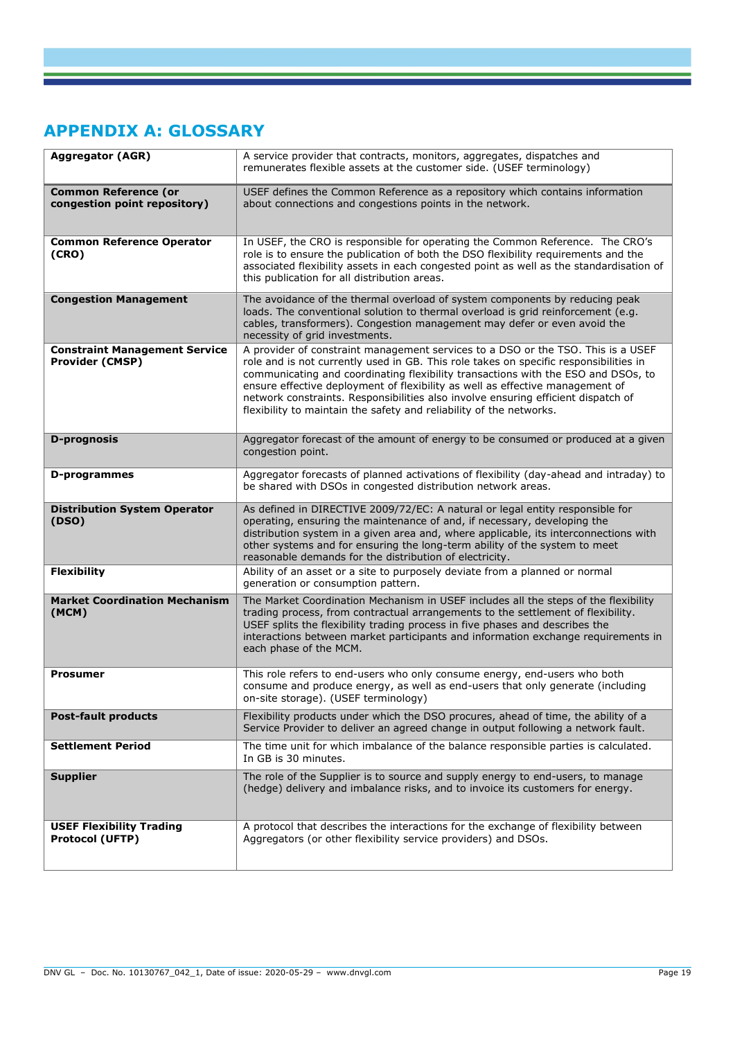# APPENDIX A: GLOSSARY

| Term | Definition |
|---|---|
| **Aggregator (AGR)** | A service provider that contracts, monitors, aggregates, dispatches and remunerates flexible assets at the customer side. (USEF terminology) |
| **Common Reference (or congestion point repository)** | USEF defines the Common Reference as a repository which contains information about connections and congestions points in the network. |
| **Common Reference Operator (CRO)** | In USEF, the CRO is responsible for operating the Common Reference. The CRO's role is to ensure the publication of both the DSO flexibility requirements and the associated flexibility assets in each congested point as well as the standardisation of this publication for all distribution areas. |
| **Congestion Management** | The avoidance of the thermal overload of system components by reducing peak loads. The conventional solution to thermal overload is grid reinforcement (e.g. cables, transformers). Congestion management may defer or even avoid the necessity of grid investments. |
| **Constraint Management Service Provider (CMSP)** | A provider of constraint management services to a DSO or the TSO. This is a USEF role and is not currently used in GB. This role takes on specific responsibilities in communicating and coordinating flexibility transactions with the ESO and DSOs, to ensure effective deployment of flexibility as well as effective management of network constraints. Responsibilities also involve ensuring efficient dispatch of flexibility to maintain the safety and reliability of the networks. |
| **D-prognosis** | Aggregator forecast of the amount of energy to be consumed or produced at a given congestion point. |
| **D-programmes** | Aggregator forecasts of planned activations of flexibility (day-ahead and intraday) to be shared with DSOs in congested distribution network areas. |
| **Distribution System Operator (DSO)** | As defined in DIRECTIVE 2009/72/EC: A natural or legal entity responsible for operating, ensuring the maintenance of and, if necessary, developing the distribution system in a given area and, where applicable, its interconnections with other systems and for ensuring the long-term ability of the system to meet reasonable demands for the distribution of electricity. |
| **Flexibility** | Ability of an asset or a site to purposely deviate from a planned or normal generation or consumption pattern. |
| **Market Coordination Mechanism (MCM)** | The Market Coordination Mechanism in USEF includes all the steps of the flexibility trading process, from contractual arrangements to the settlement of flexibility. USEF splits the flexibility trading process in five phases and describes the interactions between market participants and information exchange requirements in each phase of the MCM. |
| **Prosumer** | This role refers to end-users who only consume energy, end-users who both consume and produce energy, as well as end-users that only generate (including on-site storage). (USEF terminology) |
| **Post-fault products** | Flexibility products under which the DSO procures, ahead of time, the ability of a Service Provider to deliver an agreed change in output following a network fault. |
| **Settlement Period** | The time unit for which imbalance of the balance responsible parties is calculated. In GB is 30 minutes. |
| **Supplier** | The role of the Supplier is to source and supply energy to end-users, to manage (hedge) delivery and imbalance risks, and to invoice its customers for energy. |
| **USEF Flexibility Trading Protocol (UFTP)** | A protocol that describes the interactions for the exchange of flexibility between Aggregators (or other flexibility service providers) and DSOs. |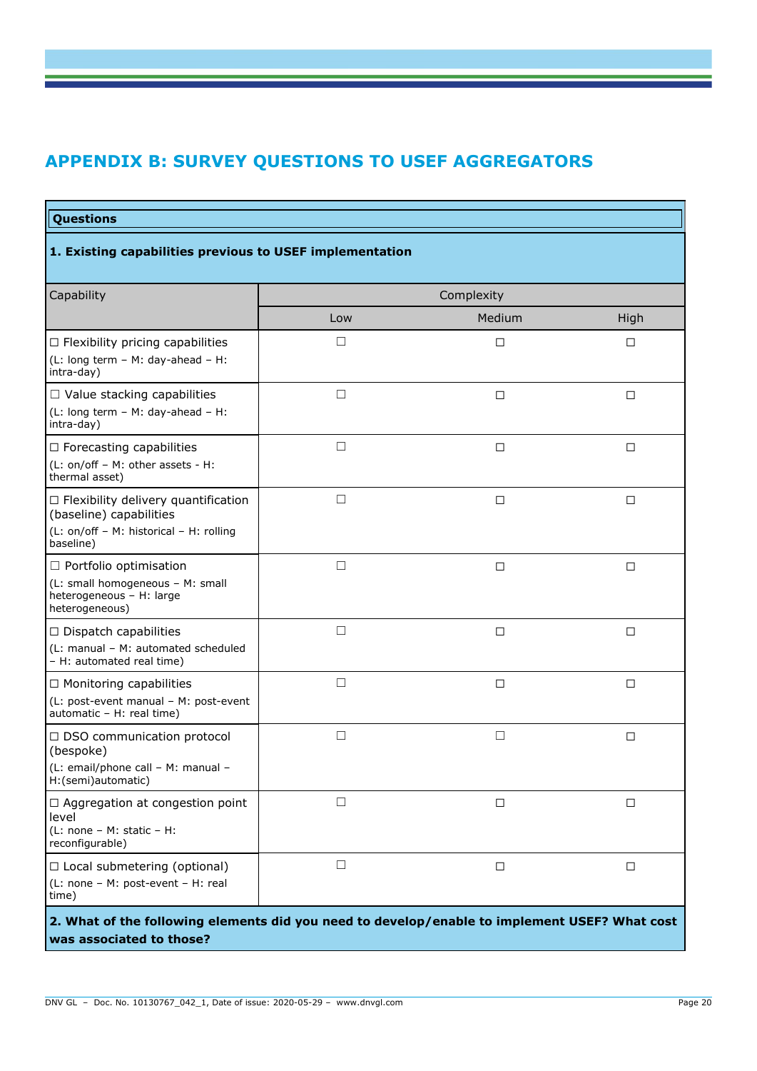# APPENDIX B: SURVEY QUESTIONS TO USEF AGGREGATORS

| **Questions** | | | |
|---|---|---|---|
| **1. Existing capabilities previous to USEF implementation** | | | |
| Capability | Complexity | | |
| | Low | Medium | High |
| ☐ Flexibility pricing capabilities (L: long term – M: day-ahead – H: intra-day) | ☐ | ☐ | ☐ |
| ☐ Value stacking capabilities (L: long term – M: day-ahead – H: intra-day) | ☐ | ☐ | ☐ |
| ☐ Forecasting capabilities (L: on/off – M: other assets - H: thermal asset) | ☐ | ☐ | ☐ |
| ☐ Flexibility delivery quantification (baseline) capabilities (L: on/off – M: historical – H: rolling baseline) | ☐ | ☐ | ☐ |
| ☐ Portfolio optimisation (L: small homogeneous – M: small heterogeneous – H: large heterogeneous) | ☐ | ☐ | ☐ |
| ☐ Dispatch capabilities (L: manual – M: automated scheduled – H: automated real time) | ☐ | ☐ | ☐ |
| ☐ Monitoring capabilities (L: post-event manual – M: post-event automatic – H: real time) | ☐ | ☐ | ☐ |
| ☐ DSO communication protocol (bespoke) (L: email/phone call – M: manual – H:(semi)automatic) | ☐ | ☐ | ☐ |
| ☐ Aggregation at congestion point level (L: none – M: static – H: reconfigurable) | ☐ | ☐ | ☐ |
| ☐ Local submetering (optional) (L: none – M: post-event – H: real time) | ☐ | ☐ | ☐ |
| **2. What of the following elements did you need to develop/enable to implement USEF? What cost was associated to those?** | | | |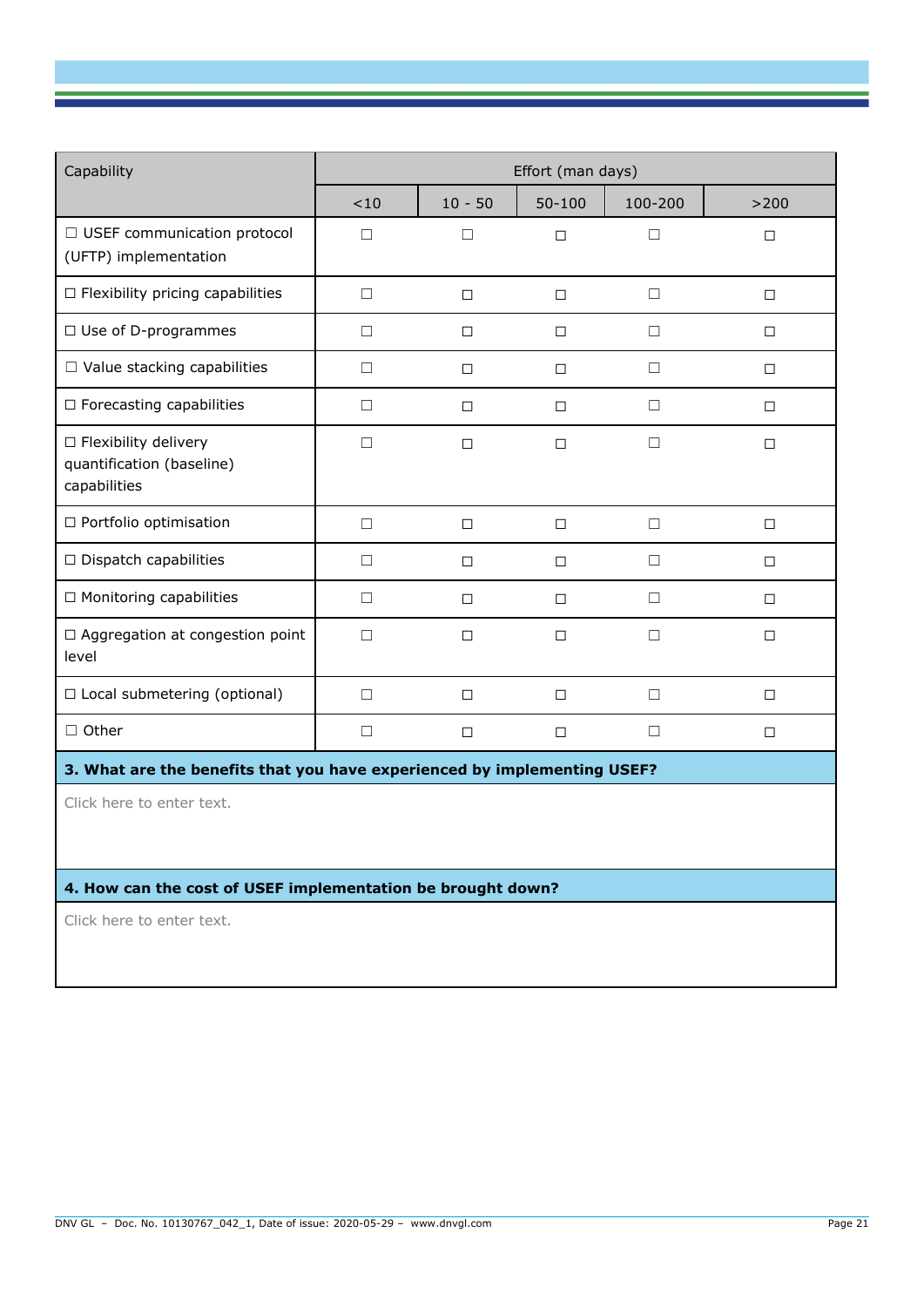| Capability | Effort (man days) | | | | |
|---|---|---|---|---|---|
| | <10 | 10 - 50 | 50-100 | 100-200 | >200 |
| ☐ USEF communication protocol (UFTP) implementation | ☐ | ☐ | ☐ | ☐ | ☐ |
| ☐ Flexibility pricing capabilities | ☐ | ☐ | ☐ | ☐ | ☐ |
| ☐ Use of D-programmes | ☐ | ☐ | ☐ | ☐ | ☐ |
| ☐ Value stacking capabilities | ☐ | ☐ | ☐ | ☐ | ☐ |
| ☐ Forecasting capabilities | ☐ | ☐ | ☐ | ☐ | ☐ |
| ☐ Flexibility delivery quantification (baseline) capabilities | ☐ | ☐ | ☐ | ☐ | ☐ |
| ☐ Portfolio optimisation | ☐ | ☐ | ☐ | ☐ | ☐ |
| ☐ Dispatch capabilities | ☐ | ☐ | ☐ | ☐ | ☐ |
| ☐ Monitoring capabilities | ☐ | ☐ | ☐ | ☐ | ☐ |
| ☐ Aggregation at congestion point level | ☐ | ☐ | ☐ | ☐ | ☐ |
| ☐ Local submetering (optional) | ☐ | ☐ | ☐ | ☐ | ☐ |
| ☐ Other | ☐ | ☐ | ☐ | ☐ | ☐ |

**3. What are the benefits that you have experienced by implementing USEF?**

Click here to enter text.

**4. How can the cost of USEF implementation be brought down?**

Click here to enter text.